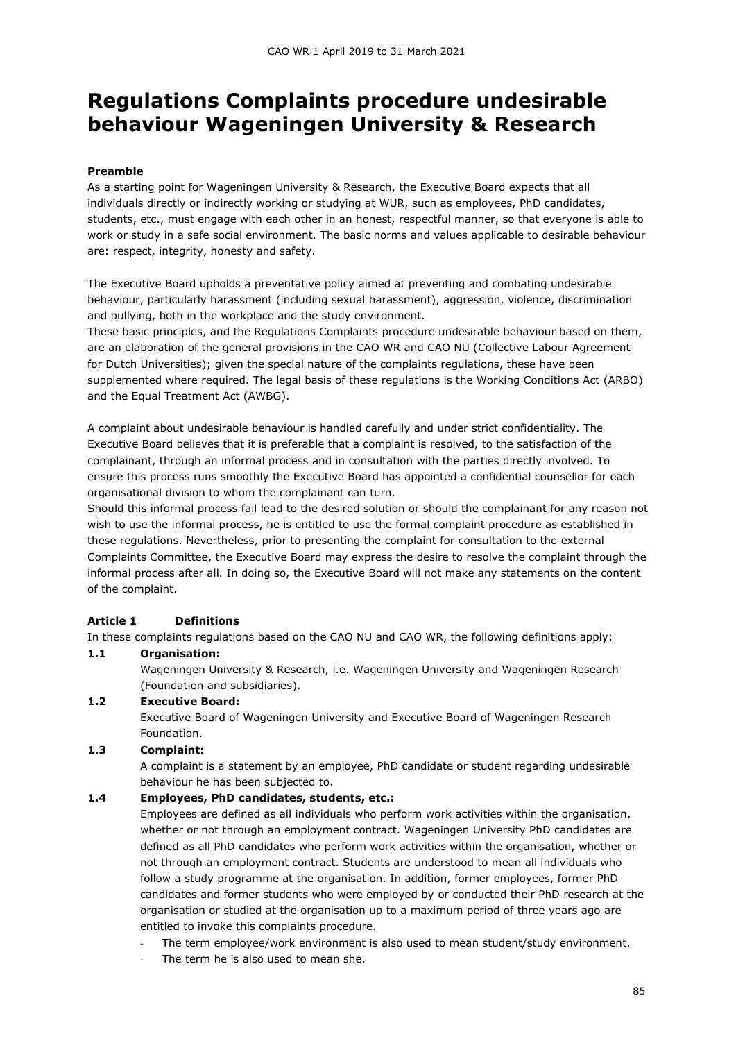# Regulations Complaints procedure undesirable behaviour Wageningen University & Research

**Preamble**

As a starting point for Wageningen University & Research, the Executive Board expects that all individuals directly or indirectly working or studying at WUR, such as employees, PhD candidates, students, etc., must engage with each other in an honest, respectful manner, so that everyone is able to work or study in a safe social environment. The basic norms and values applicable to desirable behaviour are: respect, integrity, honesty and safety.

The Executive Board upholds a preventative policy aimed at preventing and combating undesirable behaviour, particularly harassment (including sexual harassment), aggression, violence, discrimination and bullying, both in the workplace and the study environment.

These basic principles, and the Regulations Complaints procedure undesirable behaviour based on them, are an elaboration of the general provisions in the CAO WR and CAO NU (Collective Labour Agreement for Dutch Universities); given the special nature of the complaints regulations, these have been supplemented where required. The legal basis of these regulations is the Working Conditions Act (ARBO) and the Equal Treatment Act (AWBG).

A complaint about undesirable behaviour is handled carefully and under strict confidentiality. The Executive Board believes that it is preferable that a complaint is resolved, to the satisfaction of the complainant, through an informal process and in consultation with the parties directly involved. To ensure this process runs smoothly the Executive Board has appointed a confidential counsellor for each organisational division to whom the complainant can turn.

Should this informal process fail lead to the desired solution or should the complainant for any reason not wish to use the informal process, he is entitled to use the formal complaint procedure as established in these regulations. Nevertheless, prior to presenting the complaint for consultation to the external Complaints Committee, the Executive Board may express the desire to resolve the complaint through the informal process after all. In doing so, the Executive Board will not make any statements on the content of the complaint.

**Article 1 Definitions**

In these complaints regulations based on the CAO NU and CAO WR, the following definitions apply:

**1.1 Organisation:**

Wageningen University & Research, i.e. Wageningen University and Wageningen Research (Foundation and subsidiaries).

**1.2 Executive Board:**

Executive Board of Wageningen University and Executive Board of Wageningen Research Foundation.

**1.3 Complaint:**

A complaint is a statement by an employee, PhD candidate or student regarding undesirable behaviour he has been subjected to.

**1.4 Employees, PhD candidates, students, etc.:**

Employees are defined as all individuals who perform work activities within the organisation, whether or not through an employment contract. Wageningen University PhD candidates are defined as all PhD candidates who perform work activities within the organisation, whether or not through an employment contract. Students are understood to mean all individuals who follow a study programme at the organisation. In addition, former employees, former PhD candidates and former students who were employed by or conducted their PhD research at the organisation or studied at the organisation up to a maximum period of three years ago are entitled to invoke this complaints procedure.

- The term employee/work environment is also used to mean student/study environment.
- The term he is also used to mean she.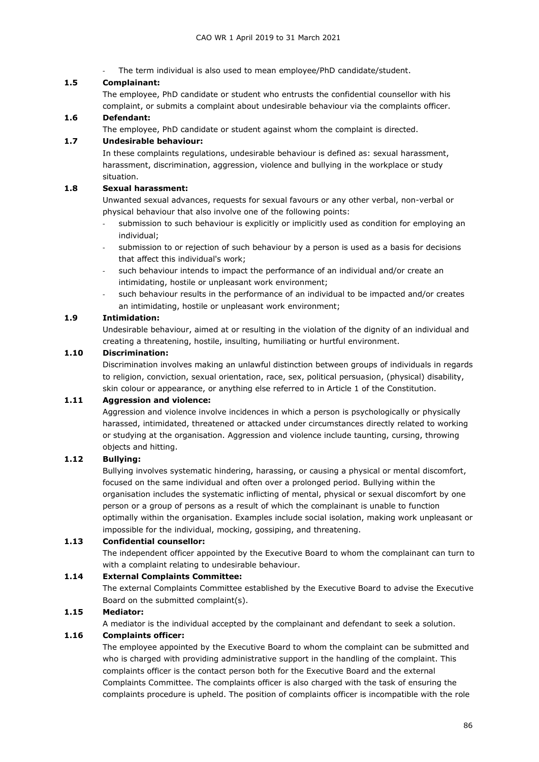- The term individual is also used to mean employee/PhD candidate/student.

**1.5 Complainant:**

The employee, PhD candidate or student who entrusts the confidential counsellor with his complaint, or submits a complaint about undesirable behaviour via the complaints officer.

**1.6 Defendant:**

The employee, PhD candidate or student against whom the complaint is directed.

**1.7 Undesirable behaviour:**

In these complaints regulations, undesirable behaviour is defined as: sexual harassment, harassment, discrimination, aggression, violence and bullying in the workplace or study situation.

**1.8 Sexual harassment:**

Unwanted sexual advances, requests for sexual favours or any other verbal, non-verbal or physical behaviour that also involve one of the following points:

- submission to such behaviour is explicitly or implicitly used as condition for employing an individual;
- submission to or rejection of such behaviour by a person is used as a basis for decisions that affect this individual's work;
- such behaviour intends to impact the performance of an individual and/or create an intimidating, hostile or unpleasant work environment;
- such behaviour results in the performance of an individual to be impacted and/or creates an intimidating, hostile or unpleasant work environment;

**1.9 Intimidation:**

Undesirable behaviour, aimed at or resulting in the violation of the dignity of an individual and creating a threatening, hostile, insulting, humiliating or hurtful environment.

**1.10 Discrimination:**

Discrimination involves making an unlawful distinction between groups of individuals in regards to religion, conviction, sexual orientation, race, sex, political persuasion, (physical) disability, skin colour or appearance, or anything else referred to in Article 1 of the Constitution.

**1.11 Aggression and violence:**

Aggression and violence involve incidences in which a person is psychologically or physically harassed, intimidated, threatened or attacked under circumstances directly related to working or studying at the organisation. Aggression and violence include taunting, cursing, throwing objects and hitting.

**1.12 Bullying:**

Bullying involves systematic hindering, harassing, or causing a physical or mental discomfort, focused on the same individual and often over a prolonged period. Bullying within the organisation includes the systematic inflicting of mental, physical or sexual discomfort by one person or a group of persons as a result of which the complainant is unable to function optimally within the organisation. Examples include social isolation, making work unpleasant or impossible for the individual, mocking, gossiping, and threatening.

**1.13 Confidential counsellor:**

The independent officer appointed by the Executive Board to whom the complainant can turn to with a complaint relating to undesirable behaviour.

**1.14 External Complaints Committee:**

The external Complaints Committee established by the Executive Board to advise the Executive Board on the submitted complaint(s).

**1.15 Mediator:**

A mediator is the individual accepted by the complainant and defendant to seek a solution.

**1.16 Complaints officer:**

The employee appointed by the Executive Board to whom the complaint can be submitted and who is charged with providing administrative support in the handling of the complaint. This complaints officer is the contact person both for the Executive Board and the external Complaints Committee. The complaints officer is also charged with the task of ensuring the complaints procedure is upheld. The position of complaints officer is incompatible with the role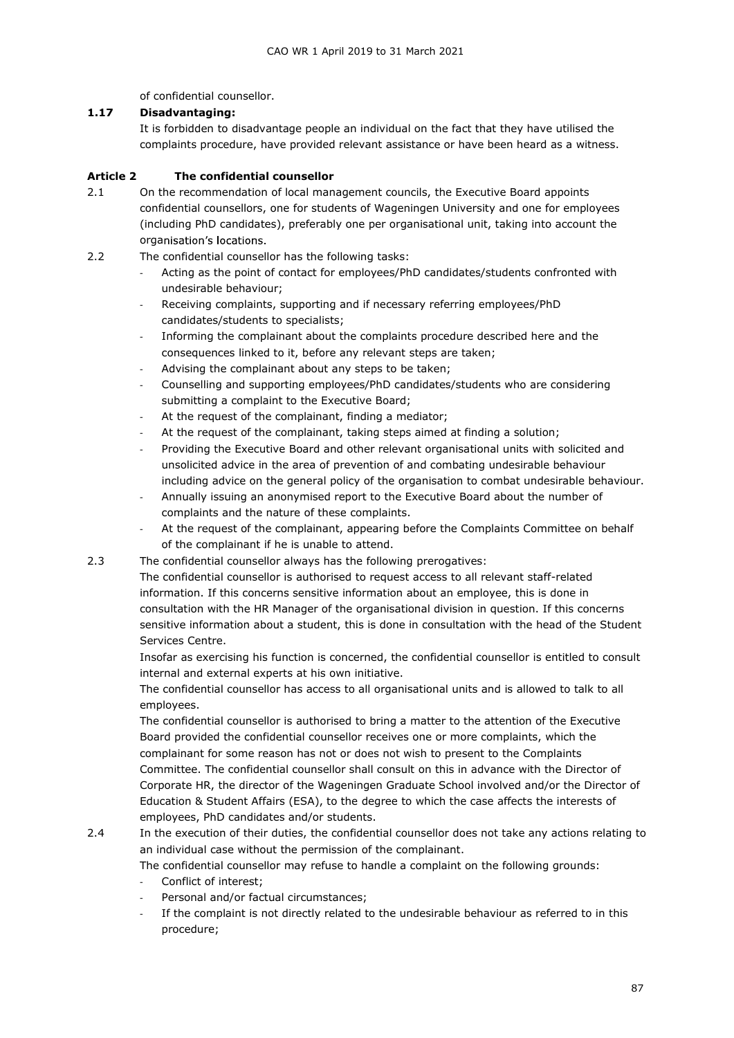of confidential counsellor.

**1.17 Disadvantaging:**

It is forbidden to disadvantage people an individual on the fact that they have utilised the complaints procedure, have provided relevant assistance or have been heard as a witness.

## Article 2 The confidential counsellor

2.1 On the recommendation of local management councils, the Executive Board appoints confidential counsellors, one for students of Wageningen University and one for employees (including PhD candidates), preferably one per organisational unit, taking into account the organisation's locations.

2.2 The confidential counsellor has the following tasks:

- Acting as the point of contact for employees/PhD candidates/students confronted with undesirable behaviour;
- Receiving complaints, supporting and if necessary referring employees/PhD candidates/students to specialists;
- Informing the complainant about the complaints procedure described here and the consequences linked to it, before any relevant steps are taken;
- Advising the complainant about any steps to be taken;
- Counselling and supporting employees/PhD candidates/students who are considering submitting a complaint to the Executive Board;
- At the request of the complainant, finding a mediator;
- At the request of the complainant, taking steps aimed at finding a solution;
- Providing the Executive Board and other relevant organisational units with solicited and unsolicited advice in the area of prevention of and combating undesirable behaviour including advice on the general policy of the organisation to combat undesirable behaviour.
- Annually issuing an anonymised report to the Executive Board about the number of complaints and the nature of these complaints.
- At the request of the complainant, appearing before the Complaints Committee on behalf of the complainant if he is unable to attend.

2.3 The confidential counsellor always has the following prerogatives:

The confidential counsellor is authorised to request access to all relevant staff-related information. If this concerns sensitive information about an employee, this is done in consultation with the HR Manager of the organisational division in question. If this concerns sensitive information about a student, this is done in consultation with the head of the Student Services Centre.

Insofar as exercising his function is concerned, the confidential counsellor is entitled to consult internal and external experts at his own initiative.

The confidential counsellor has access to all organisational units and is allowed to talk to all employees.

The confidential counsellor is authorised to bring a matter to the attention of the Executive Board provided the confidential counsellor receives one or more complaints, which the complainant for some reason has not or does not wish to present to the Complaints Committee. The confidential counsellor shall consult on this in advance with the Director of Corporate HR, the director of the Wageningen Graduate School involved and/or the Director of Education & Student Affairs (ESA), to the degree to which the case affects the interests of employees, PhD candidates and/or students.

2.4 In the execution of their duties, the confidential counsellor does not take any actions relating to an individual case without the permission of the complainant.

The confidential counsellor may refuse to handle a complaint on the following grounds:

- Conflict of interest;
- Personal and/or factual circumstances;
- If the complaint is not directly related to the undesirable behaviour as referred to in this procedure;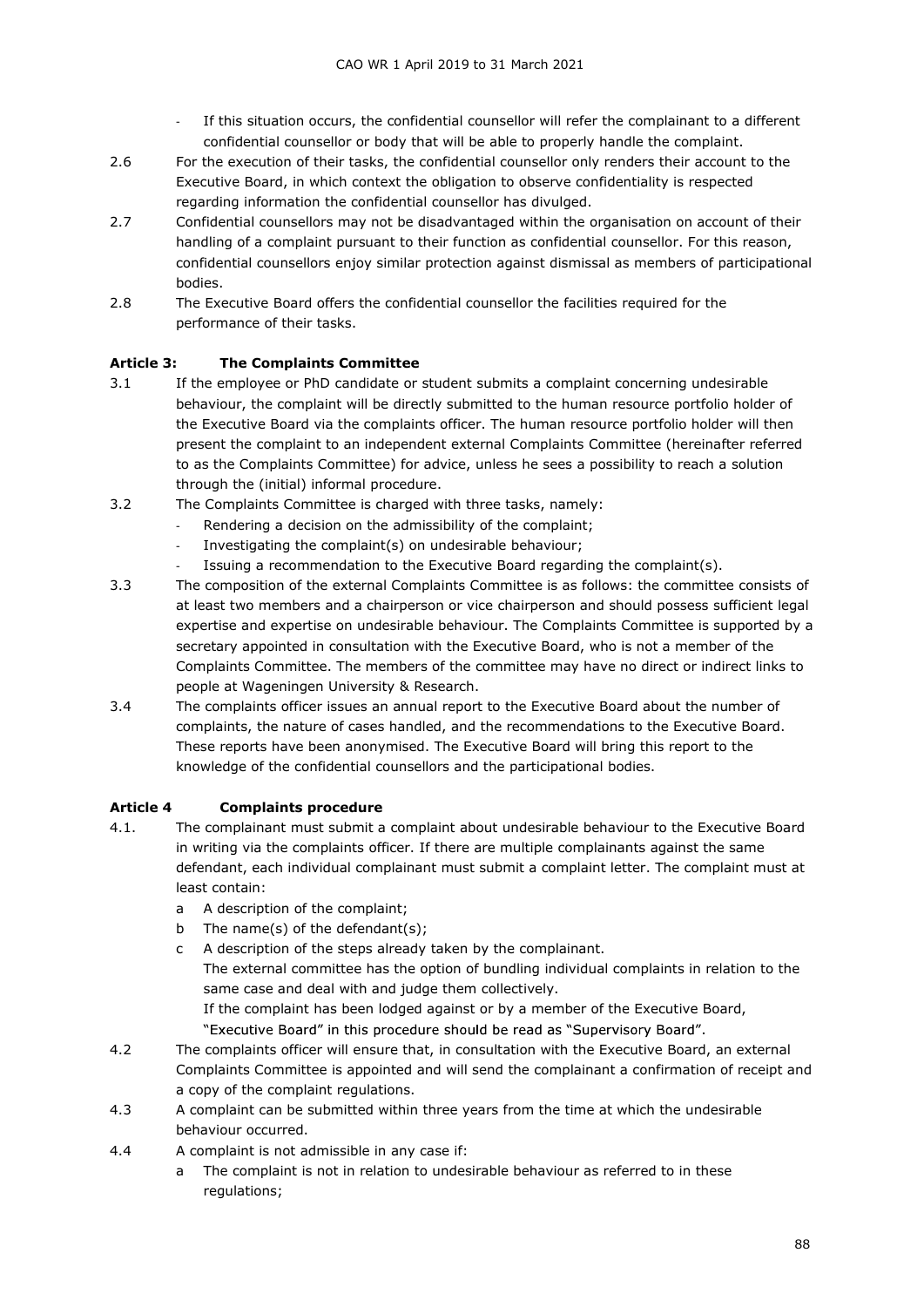- If this situation occurs, the confidential counsellor will refer the complainant to a different confidential counsellor or body that will be able to properly handle the complaint.

2.6 For the execution of their tasks, the confidential counsellor only renders their account to the Executive Board, in which context the obligation to observe confidentiality is respected regarding information the confidential counsellor has divulged.

2.7 Confidential counsellors may not be disadvantaged within the organisation on account of their handling of a complaint pursuant to their function as confidential counsellor. For this reason, confidential counsellors enjoy similar protection against dismissal as members of participational bodies.

2.8 The Executive Board offers the confidential counsellor the facilities required for the performance of their tasks.

**Article 3: The Complaints Committee**

3.1 If the employee or PhD candidate or student submits a complaint concerning undesirable behaviour, the complaint will be directly submitted to the human resource portfolio holder of the Executive Board via the complaints officer. The human resource portfolio holder will then present the complaint to an independent external Complaints Committee (hereinafter referred to as the Complaints Committee) for advice, unless he sees a possibility to reach a solution through the (initial) informal procedure.

3.2 The Complaints Committee is charged with three tasks, namely:
- Rendering a decision on the admissibility of the complaint;
- Investigating the complaint(s) on undesirable behaviour;
- Issuing a recommendation to the Executive Board regarding the complaint(s).

3.3 The composition of the external Complaints Committee is as follows: the committee consists of at least two members and a chairperson or vice chairperson and should possess sufficient legal expertise and expertise on undesirable behaviour. The Complaints Committee is supported by a secretary appointed in consultation with the Executive Board, who is not a member of the Complaints Committee. The members of the committee may have no direct or indirect links to people at Wageningen University & Research.

3.4 The complaints officer issues an annual report to the Executive Board about the number of complaints, the nature of cases handled, and the recommendations to the Executive Board. These reports have been anonymised. The Executive Board will bring this report to the knowledge of the confidential counsellors and the participational bodies.

**Article 4 Complaints procedure**

4.1. The complainant must submit a complaint about undesirable behaviour to the Executive Board in writing via the complaints officer. If there are multiple complainants against the same defendant, each individual complainant must submit a complaint letter. The complaint must at least contain:

a A description of the complaint;

b The name(s) of the defendant(s);

c A description of the steps already taken by the complainant.

The external committee has the option of bundling individual complaints in relation to the same case and deal with and judge them collectively.

If the complaint has been lodged against or by a member of the Executive Board, "Executive Board" in this procedure should be read as "Supervisory Board".

4.2 The complaints officer will ensure that, in consultation with the Executive Board, an external Complaints Committee is appointed and will send the complainant a confirmation of receipt and a copy of the complaint regulations.

4.3 A complaint can be submitted within three years from the time at which the undesirable behaviour occurred.

4.4 A complaint is not admissible in any case if:

a The complaint is not in relation to undesirable behaviour as referred to in these regulations;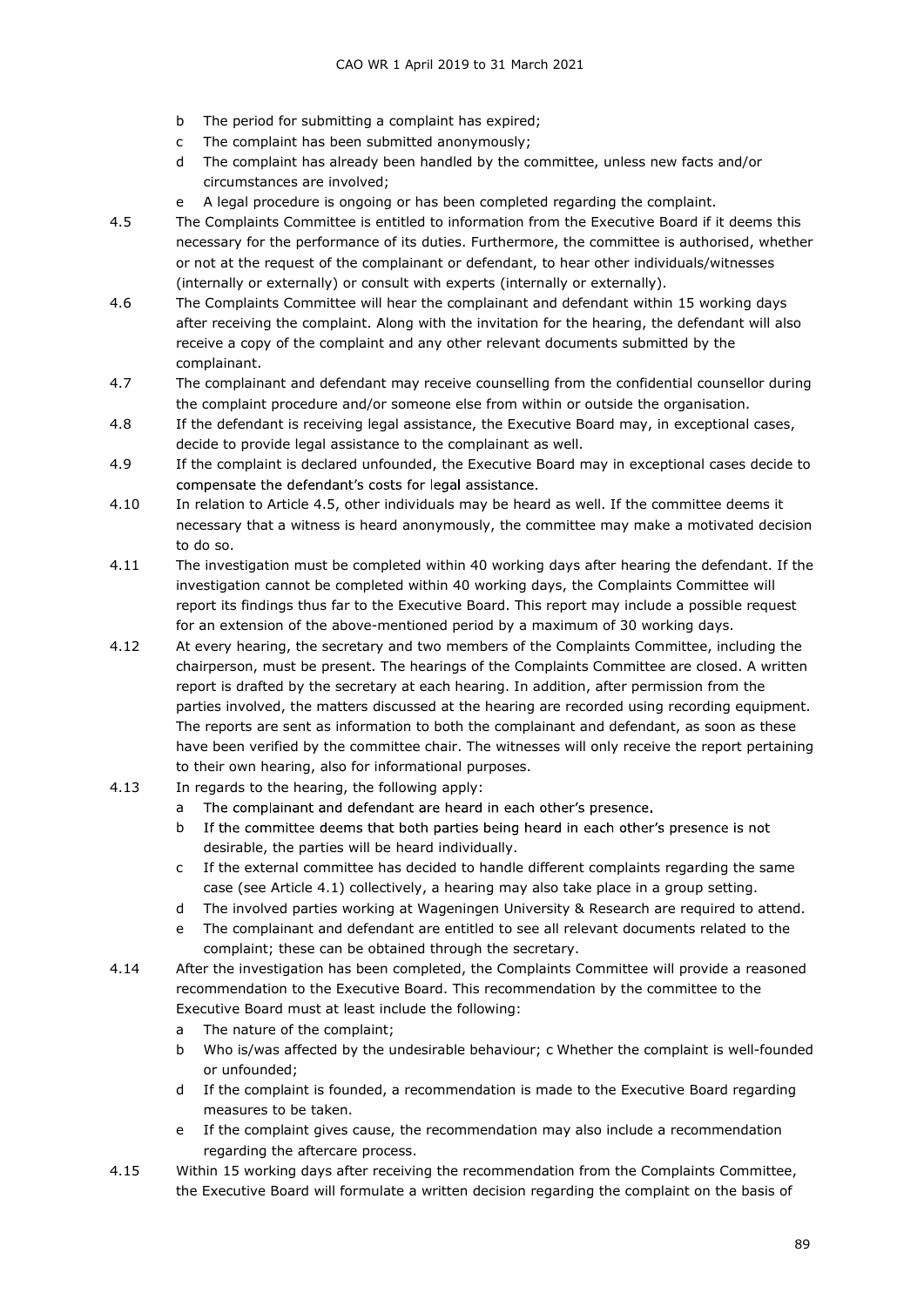- b The period for submitting a complaint has expired;
- c The complaint has been submitted anonymously;
- d The complaint has already been handled by the committee, unless new facts and/or circumstances are involved;
- e A legal procedure is ongoing or has been completed regarding the complaint.

4.5 The Complaints Committee is entitled to information from the Executive Board if it deems this necessary for the performance of its duties. Furthermore, the committee is authorised, whether or not at the request of the complainant or defendant, to hear other individuals/witnesses (internally or externally) or consult with experts (internally or externally).

4.6 The Complaints Committee will hear the complainant and defendant within 15 working days after receiving the complaint. Along with the invitation for the hearing, the defendant will also receive a copy of the complaint and any other relevant documents submitted by the complainant.

4.7 The complainant and defendant may receive counselling from the confidential counsellor during the complaint procedure and/or someone else from within or outside the organisation.

4.8 If the defendant is receiving legal assistance, the Executive Board may, in exceptional cases, decide to provide legal assistance to the complainant as well.

4.9 If the complaint is declared unfounded, the Executive Board may in exceptional cases decide to compensate the defendant's costs for legal assistance.

4.10 In relation to Article 4.5, other individuals may be heard as well. If the committee deems it necessary that a witness is heard anonymously, the committee may make a motivated decision to do so.

4.11 The investigation must be completed within 40 working days after hearing the defendant. If the investigation cannot be completed within 40 working days, the Complaints Committee will report its findings thus far to the Executive Board. This report may include a possible request for an extension of the above-mentioned period by a maximum of 30 working days.

4.12 At every hearing, the secretary and two members of the Complaints Committee, including the chairperson, must be present. The hearings of the Complaints Committee are closed. A written report is drafted by the secretary at each hearing. In addition, after permission from the parties involved, the matters discussed at the hearing are recorded using recording equipment. The reports are sent as information to both the complainant and defendant, as soon as these have been verified by the committee chair. The witnesses will only receive the report pertaining to their own hearing, also for informational purposes.

4.13 In regards to the hearing, the following apply:

- a The complainant and defendant are heard in each other's presence.
- b If the committee deems that both parties being heard in each other's presence is not desirable, the parties will be heard individually.
- c If the external committee has decided to handle different complaints regarding the same case (see Article 4.1) collectively, a hearing may also take place in a group setting.
- d The involved parties working at Wageningen University & Research are required to attend.
- e The complainant and defendant are entitled to see all relevant documents related to the complaint; these can be obtained through the secretary.

4.14 After the investigation has been completed, the Complaints Committee will provide a reasoned recommendation to the Executive Board. This recommendation by the committee to the Executive Board must at least include the following:

- a The nature of the complaint;
- b Who is/was affected by the undesirable behaviour; c Whether the complaint is well-founded or unfounded;
- d If the complaint is founded, a recommendation is made to the Executive Board regarding measures to be taken.
- e If the complaint gives cause, the recommendation may also include a recommendation regarding the aftercare process.

4.15 Within 15 working days after receiving the recommendation from the Complaints Committee, the Executive Board will formulate a written decision regarding the complaint on the basis of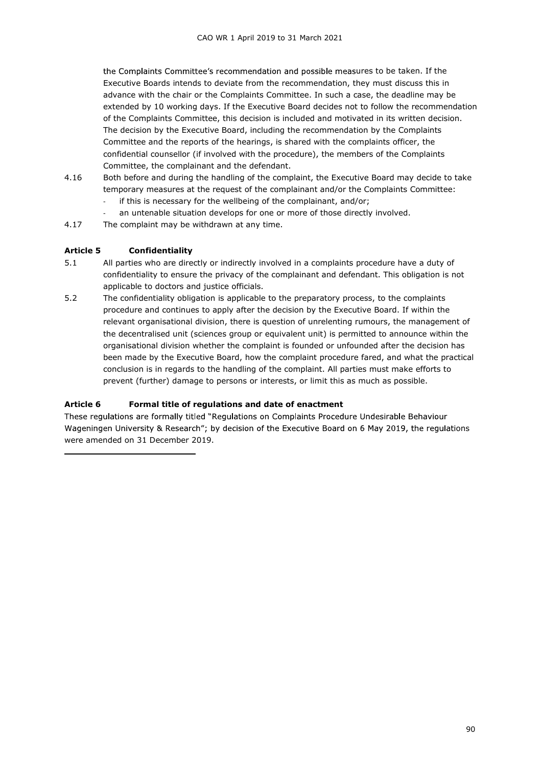the Complaints Committee's recommendation and possible measures to be taken. If the Executive Boards intends to deviate from the recommendation, they must discuss this in advance with the chair or the Complaints Committee. In such a case, the deadline may be extended by 10 working days. If the Executive Board decides not to follow the recommendation of the Complaints Committee, this decision is included and motivated in its written decision. The decision by the Executive Board, including the recommendation by the Complaints Committee and the reports of the hearings, is shared with the complaints officer, the confidential counsellor (if involved with the procedure), the members of the Complaints Committee, the complainant and the defendant.

4.16 Both before and during the handling of the complaint, the Executive Board may decide to take temporary measures at the request of the complainant and/or the Complaints Committee:
- if this is necessary for the wellbeing of the complainant, and/or;
- an untenable situation develops for one or more of those directly involved.

4.17 The complaint may be withdrawn at any time.

**Article 5 Confidentiality**

5.1 All parties who are directly or indirectly involved in a complaints procedure have a duty of confidentiality to ensure the privacy of the complainant and defendant. This obligation is not applicable to doctors and justice officials.

5.2 The confidentiality obligation is applicable to the preparatory process, to the complaints procedure and continues to apply after the decision by the Executive Board. If within the relevant organisational division, there is question of unrelenting rumours, the management of the decentralised unit (sciences group or equivalent unit) is permitted to announce within the organisational division whether the complaint is founded or unfounded after the decision has been made by the Executive Board, how the complaint procedure fared, and what the practical conclusion is in regards to the handling of the complaint. All parties must make efforts to prevent (further) damage to persons or interests, or limit this as much as possible.

**Article 6 Formal title of regulations and date of enactment**

These regulations are formally titled "Regulations on Complaints Procedure Undesirable Behaviour Wageningen University & Research"; by decision of the Executive Board on 6 May 2019, the regulations were amended on 31 December 2019.